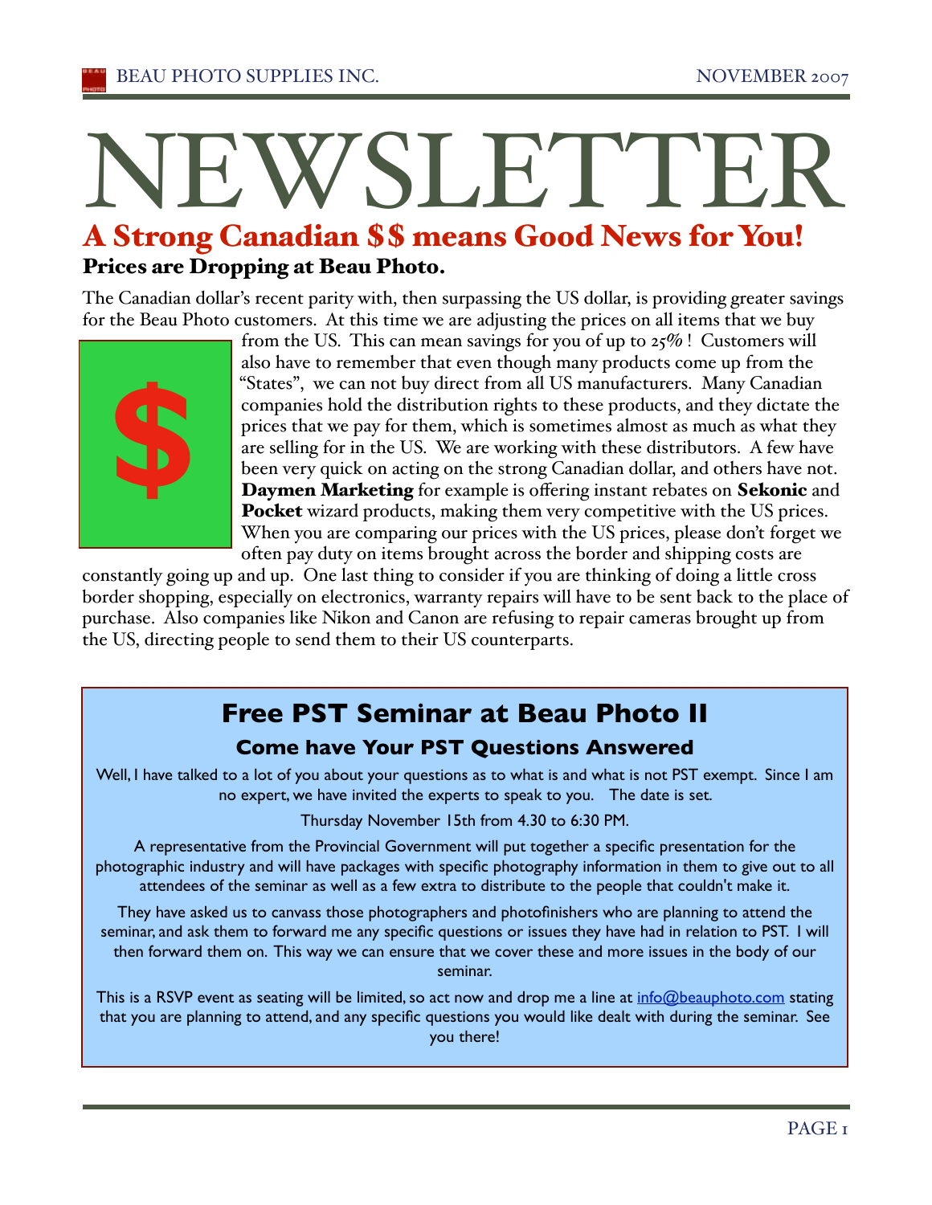# NEWSLETTER

## A Strong Canadian $$ means Good News for You!

### Prices are Dropping at Beau Photo.

The Canadian dollar's recent parity with, then surpassing the US dollar, is providing greater savings for the Beau Photo customers. At this time we are adjusting the prices on all items that we buy from the US. This can mean savings for you of up to 25% ! Customers will also have to remember that even though many products come up from the "States", we can not buy direct from all US manufacturers. Many Canadian companies hold the distribution rights to these products, and they dictate the prices that we pay for them, which is sometimes almost as much as what they are selling for in the US. We are working with these distributors. A few have been very quick on acting on the strong Canadian dollar, and others have not. **Daymen Marketing** for example is offering instant rebates on **Sekonic** and **Pocket** wizard products, making them very competitive with the US prices. When you are comparing our prices with the US prices, please don't forget we often pay duty on items brought across the border and shipping costs are constantly going up and up. One last thing to consider if you are thinking of doing a little cross border shopping, especially on electronics, warranty repairs will have to be sent back to the place of purchase. Also companies like Nikon and Canon are refusing to repair cameras brought up from the US, directing people to send them to their US counterparts.

## Free PST Seminar at Beau Photo II

### Come have Your PST Questions Answered

Well, I have talked to a lot of you about your questions as to what is and what is not PST exempt. Since I am no expert, we have invited the experts to speak to you. The date is set.

Thursday November 15th from 4.30 to 6:30 PM.

A representative from the Provincial Government will put together a specific presentation for the photographic industry and will have packages with specific photography information in them to give out to all attendees of the seminar as well as a few extra to distribute to the people that couldn't make it.

They have asked us to canvass those photographers and photofinishers who are planning to attend the seminar, and ask them to forward me any specific questions or issues they have had in relation to PST. I will then forward them on. This way we can ensure that we cover these and more issues in the body of our seminar.

This is a RSVP event as seating will be limited, so act now and drop me a line at info@beauphoto.com stating that you are planning to attend, and any specific questions you would like dealt with during the seminar. See you there!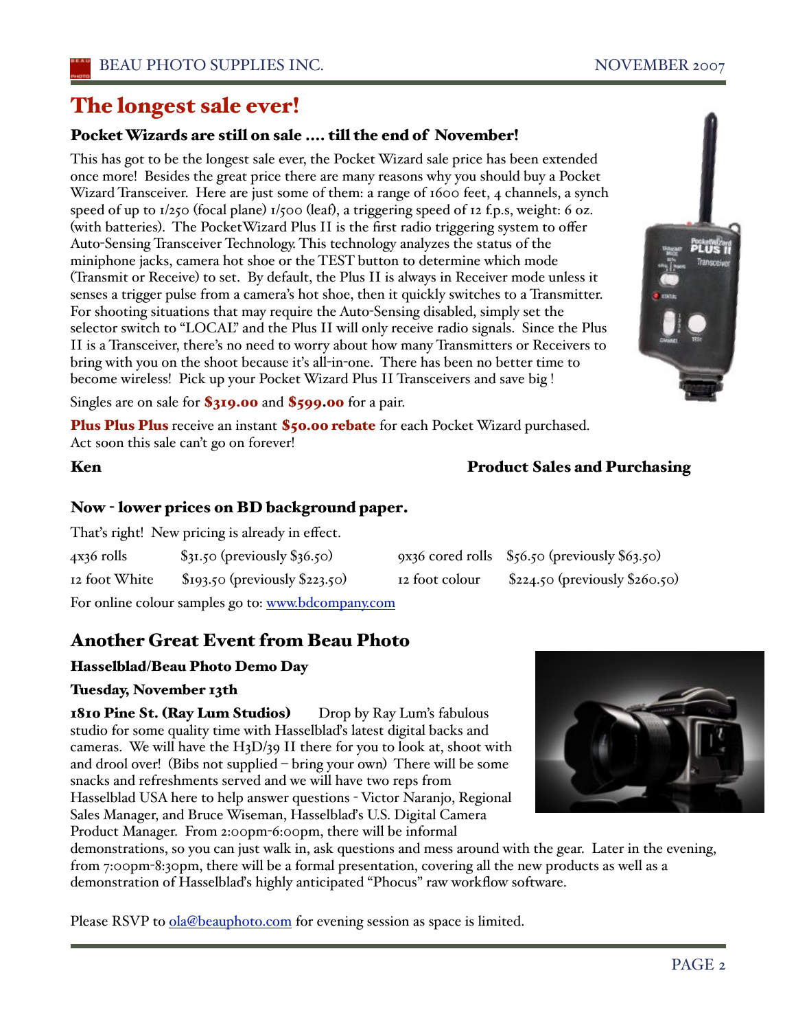# The longest sale ever!

## Pocket Wizards are still on sale .... till the end of November!

This has got to be the longest sale ever, the Pocket Wizard sale price has been extended once more! Besides the great price there are many reasons why you should buy a Pocket Wizard Transceiver. Here are just some of them: a range of 1600 feet, 4 channels, a synch speed of up to 1/250 (focal plane) 1/500 (leaf), a triggering speed of 12 f.p.s, weight: 6 oz. (with batteries). The PocketWizard Plus II is the first radio triggering system to offer Auto-Sensing Transceiver Technology. This technology analyzes the status of the miniphone jacks, camera hot shoe or the TEST button to determine which mode (Transmit or Receive) to set. By default, the Plus II is always in Receiver mode unless it senses a trigger pulse from a camera's hot shoe, then it quickly switches to a Transmitter. For shooting situations that may require the Auto-Sensing disabled, simply set the selector switch to "LOCAL" and the Plus II will only receive radio signals. Since the Plus II is a Transceiver, there's no need to worry about how many Transmitters or Receivers to bring with you on the shoot because it's all-in-one. There has been no better time to become wireless! Pick up your Pocket Wizard Plus II Transceivers and save big !

Singles are on sale for **$319.00** and **$599.00** for a pair.

**Plus Plus Plus** receive an instant **$50.00 rebate** for each Pocket Wizard purchased. Act soon this sale can't go on forever!

**Ken** — **Product Sales and Purchasing**

## Now - lower prices on BD background paper.

That's right! New pricing is already in effect.

| | | | |
|---|---|---|---|
| 4x36 rolls | $31.50 (previously $36.50) | 9x36 cored rolls | $56.50 (previously $63.50) |
| 12 foot White | $193.50 (previously $223.50) | 12 foot colour | $224.50 (previously $260.50) |

For online colour samples go to: www.bdcompany.com

## Another Great Event from Beau Photo

### Hasselblad/Beau Photo Demo Day

### Tuesday, November 13th

**1810 Pine St. (Ray Lum Studios)** Drop by Ray Lum's fabulous studio for some quality time with Hasselblad's latest digital backs and cameras. We will have the H3D/39 II there for you to look at, shoot with and drool over! (Bibs not supplied – bring your own) There will be some snacks and refreshments served and we will have two reps from Hasselblad USA here to help answer questions - Victor Naranjo, Regional Sales Manager, and Bruce Wiseman, Hasselblad's U.S. Digital Camera Product Manager. From 2:00pm-6:00pm, there will be informal demonstrations, so you can just walk in, ask questions and mess around with the gear. Later in the evening, from 7:00pm-8:30pm, there will be a formal presentation, covering all the new products as well as a demonstration of Hasselblad's highly anticipated "Phocus" raw workflow software.

Please RSVP to ola@beauphoto.com for evening session as space is limited.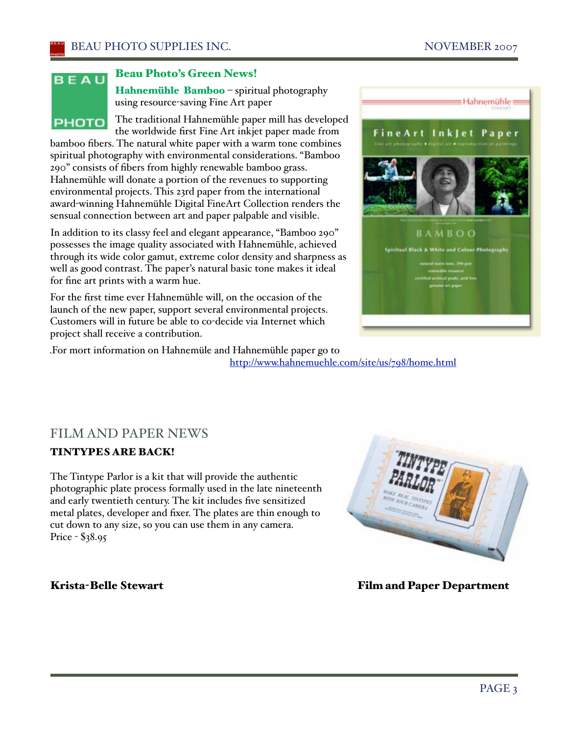## Beau Photo's Green News!

**Hahnemühle Bamboo** – spiritual photography using resource-saving Fine Art paper

The traditional Hahnemühle paper mill has developed the worldwide first Fine Art inkjet paper made from bamboo fibers. The natural white paper with a warm tone combines spiritual photography with environmental considerations. "Bamboo 290" consists of fibers from highly renewable bamboo grass. Hahnemühle will donate a portion of the revenues to supporting environmental projects. This 23rd paper from the international award-winning Hahnemühle Digital FineArt Collection renders the sensual connection between art and paper palpable and visible.

In addition to its classy feel and elegant appearance, "Bamboo 290" possesses the image quality associated with Hahnemühle, achieved through its wide color gamut, extreme color density and sharpness as well as good contrast. The paper's natural basic tone makes it ideal for fine art prints with a warm hue.

For the first time ever Hahnemühle will, on the occasion of the launch of the new paper, support several environmental projects. Customers will in future be able to co-decide via Internet which project shall receive a contribution.

.For mort information on Hahnemüle and Hahnemühle paper go to http://www.hahnemuehle.com/site/us/798/home.html

## FILM AND PAPER NEWS

### TINTYPES ARE BACK!

The Tintype Parlor is a kit that will provide the authentic photographic plate process formally used in the late nineteenth and early twentieth century. The kit includes five sensitized metal plates, developer and fixer. The plates are thin enough to cut down to any size, so you can use them in any camera.
Price - $38.95

**Krista-Belle Stewart** **Film and Paper Department**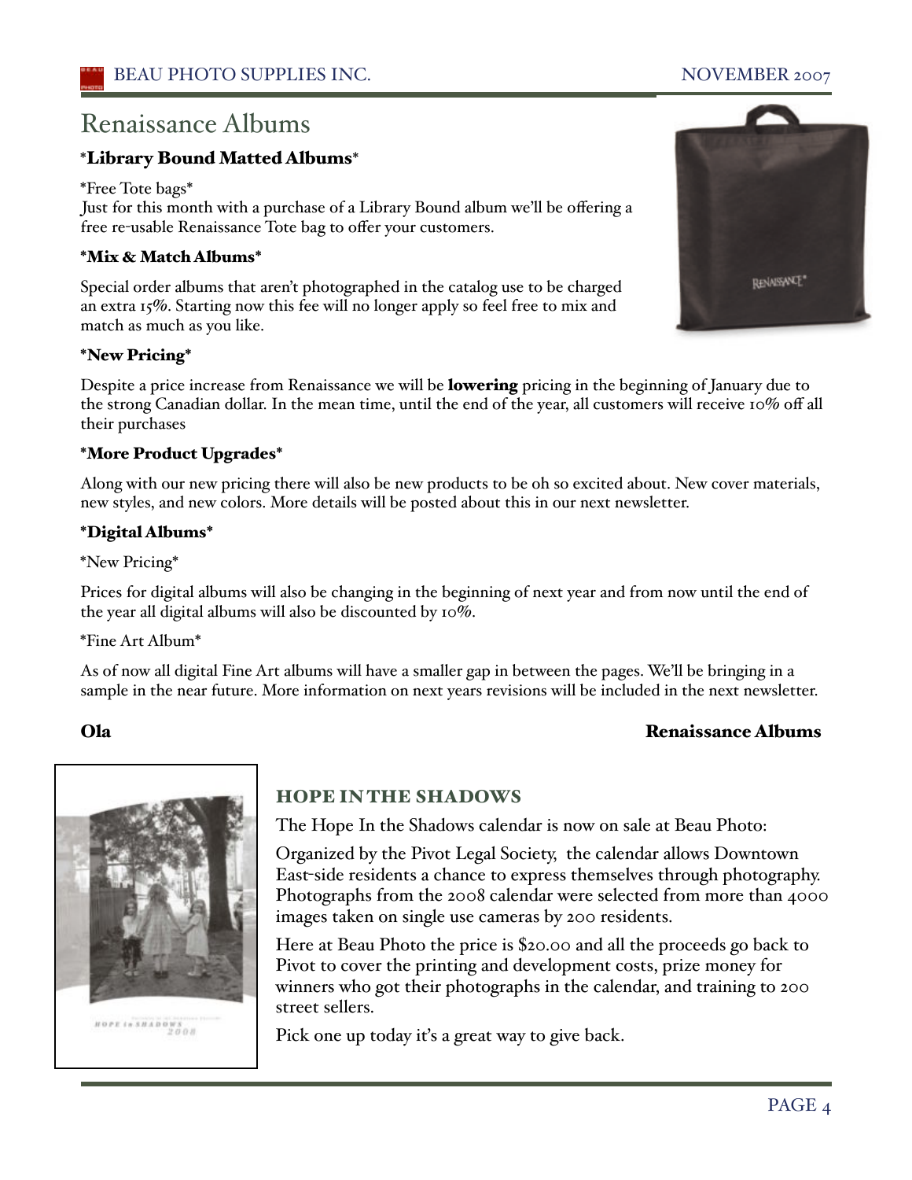# Renaissance Albums

## \*Library Bound Matted Albums\*

\*Free Tote bags\*

Just for this month with a purchase of a Library Bound album we'll be offering a free re-usable Renaissance Tote bag to offer your customers.

### \*Mix & Match Albums\*

Special order albums that aren't photographed in the catalog use to be charged an extra 15%. Starting now this fee will no longer apply so feel free to mix and match as much as you like.

### \*New Pricing\*

Despite a price increase from Renaissance we will be **lowering** pricing in the beginning of January due to the strong Canadian dollar. In the mean time, until the end of the year, all customers will receive 10% off all their purchases

### \*More Product Upgrades\*

Along with our new pricing there will also be new products to be oh so excited about. New cover materials, new styles, and new colors. More details will be posted about this in our next newsletter.

### \*Digital Albums\*

\*New Pricing\*

Prices for digital albums will also be changing in the beginning of next year and from now until the end of the year all digital albums will also be discounted by 10%.

\*Fine Art Album\*

As of now all digital Fine Art albums will have a smaller gap in between the pages. We'll be bringing in a sample in the near future. More information on next years revisions will be included in the next newsletter.

**Ola** **Renaissance Albums**

## HOPE IN THE SHADOWS

The Hope In the Shadows calendar is now on sale at Beau Photo:

Organized by the Pivot Legal Society, the calendar allows Downtown East-side residents a chance to express themselves through photography. Photographs from the 2008 calendar were selected from more than 4000 images taken on single use cameras by 200 residents.

Here at Beau Photo the price is $20.00 and all the proceeds go back to Pivot to cover the printing and development costs, prize money for winners who got their photographs in the calendar, and training to 200 street sellers.

Pick one up today it's a great way to give back.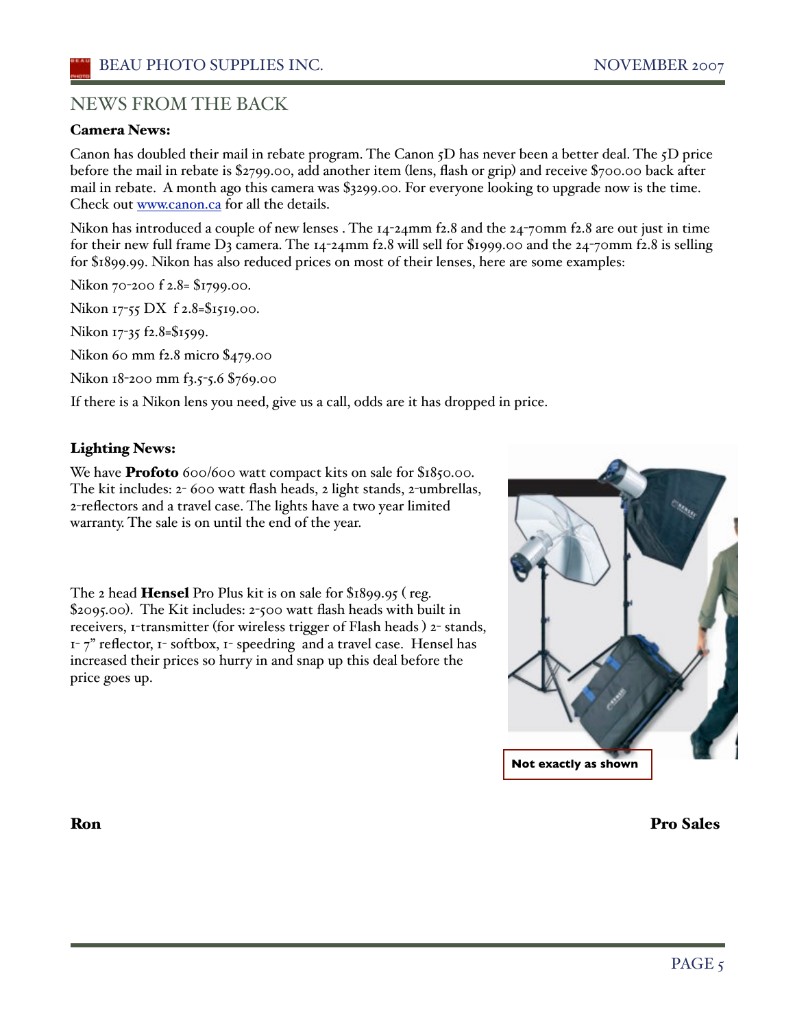## NEWS FROM THE BACK

**Camera News:**

Canon has doubled their mail in rebate program. The Canon 5D has never been a better deal. The 5D price before the mail in rebate is $2799.00, add another item (lens, flash or grip) and receive $700.00 back after mail in rebate. A month ago this camera was $3299.00. For everyone looking to upgrade now is the time. Check out www.canon.ca for all the details.

Nikon has introduced a couple of new lenses . The 14-24mm f2.8 and the 24-70mm f2.8 are out just in time for their new full frame D3 camera. The 14-24mm f2.8 will sell for $1999.00 and the 24-70mm f2.8 is selling for $1899.99. Nikon has also reduced prices on most of their lenses, here are some examples:

Nikon 70-200 f 2.8= $1799.00.

Nikon 17-55 DX f 2.8=$1519.00.

Nikon 17-35 f2.8=$1599.

Nikon 60 mm f2.8 micro $479.00

Nikon 18-200 mm f3.5-5.6 $769.00

If there is a Nikon lens you need, give us a call, odds are it has dropped in price.

**Lighting News:**

We have **Profoto** 600/600 watt compact kits on sale for $1850.00. The kit includes: 2- 600 watt flash heads, 2 light stands, 2-umbrellas, 2-reflectors and a travel case. The lights have a two year limited warranty. The sale is on until the end of the year.

The 2 head **Hensel** Pro Plus kit is on sale for $1899.95 ( reg. $2095.00). The Kit includes: 2-500 watt flash heads with built in receivers, 1-transmitter (for wireless trigger of Flash heads ) 2- stands, 1- 7" reflector, 1- softbox, 1- speedring and a travel case. Hensel has increased their prices so hurry in and snap up this deal before the price goes up.

Not exactly as shown

**Ron** **Pro Sales**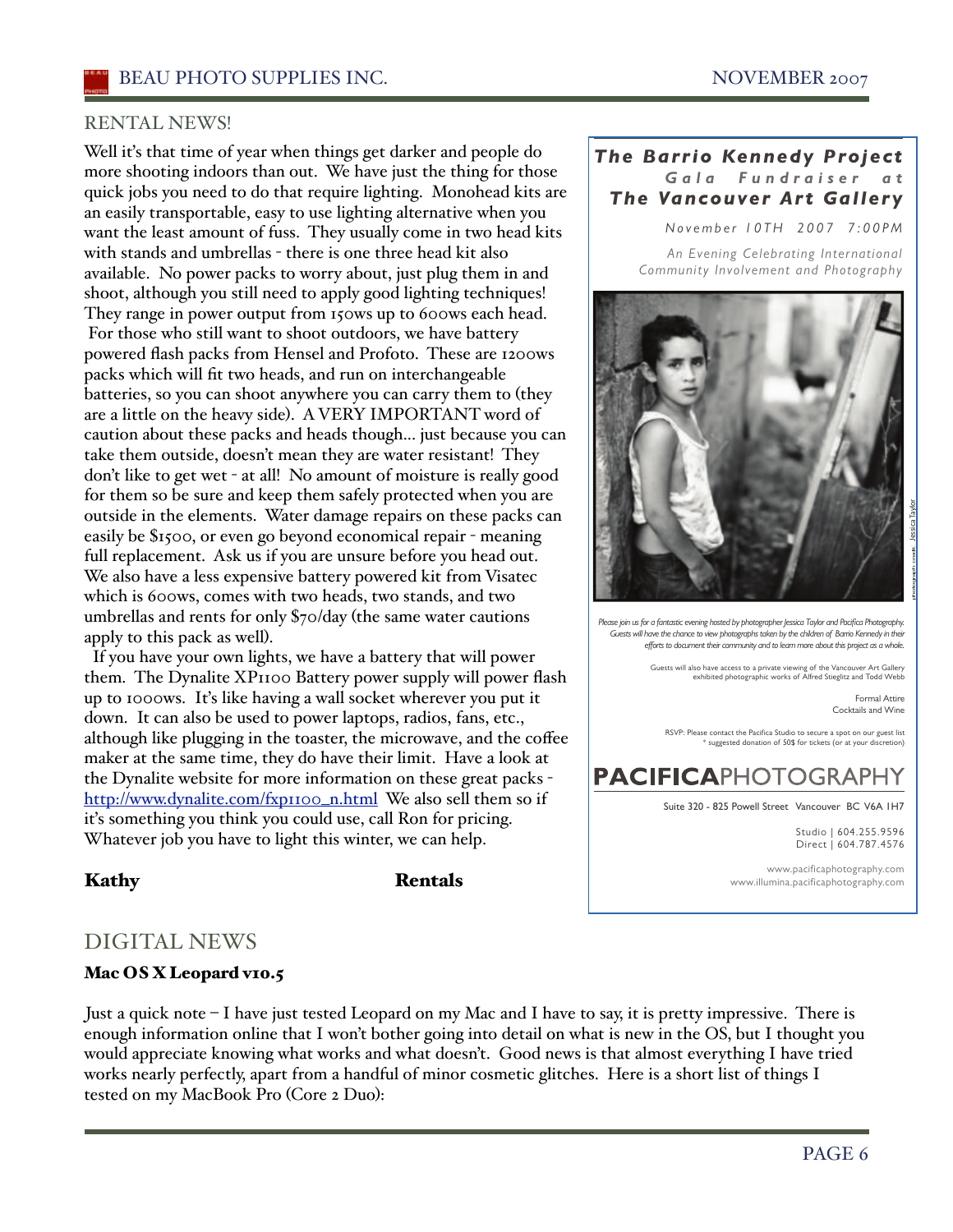## RENTAL NEWS!

Well it's that time of year when things get darker and people do more shooting indoors than out. We have just the thing for those quick jobs you need to do that require lighting. Monohead kits are an easily transportable, easy to use lighting alternative when you want the least amount of fuss. They usually come in two head kits with stands and umbrellas - there is one three head kit also available. No power packs to worry about, just plug them in and shoot, although you still need to apply good lighting techniques! They range in power output from 150ws up to 600ws each head. For those who still want to shoot outdoors, we have battery powered flash packs from Hensel and Profoto. These are 1200ws packs which will fit two heads, and run on interchangeable batteries, so you can shoot anywhere you can carry them to (they are a little on the heavy side). A VERY IMPORTANT word of caution about these packs and heads though... just because you can take them outside, doesn't mean they are water resistant! They don't like to get wet - at all! No amount of moisture is really good for them so be sure and keep them safely protected when you are outside in the elements. Water damage repairs on these packs can easily be $1500, or even go beyond economical repair - meaning full replacement. Ask us if you are unsure before you head out. We also have a less expensive battery powered kit from Visatec which is 600ws, comes with two heads, two stands, and two umbrellas and rents for only $70/day (the same water cautions apply to this pack as well).

If you have your own lights, we have a battery that will power them. The Dynalite XP1100 Battery power supply will power flash up to 1000ws. It's like having a wall socket wherever you put it down. It can also be used to power laptops, radios, fans, etc., although like plugging in the toaster, the microwave, and the coffee maker at the same time, they do have their limit. Have a look at the Dynalite website for more information on these great packs - http://www.dynalite.com/fxp1100_n.html We also sell them so if it's something you think you could use, call Ron for pricing. Whatever job you have to light this winter, we can help.

**Kathy** **Rentals**

***The Barrio Kennedy Project***
***Gala Fundraiser at***
***The Vancouver Art Gallery***

*November 10TH 2007 7:00PM*

*An Evening Celebrating International Community Involvement and Photography*

photograph credit: Jessica Taylor

*Please join us for a fantastic evening hosted by photographer Jessica Taylor and Pacifica Photography. Guests will have the chance to view photographs taken by the children of Barrio Kennedy in their efforts to document their community and to learn more about this project as a whole.*

Guests will also have access to a private viewing of the Vancouver Art Gallery exhibited photographic works of Alfred Stieglitz and Todd Webb

Formal Attire
Cocktails and Wine

RSVP: Please contact the Pacifica Studio to secure a spot on our guest list
* suggested donation of 50$ for tickets (or at your discretion)

**PACIFICA**PHOTOGRAPHY

Suite 320 - 825 Powell Street Vancouver BC V6A 1H7

Studio | 604.255.9596
Direct | 604.787.4576

www.pacificaphotography.com
www.illumina.pacificaphotography.com

## DIGITAL NEWS

### Mac OS X Leopard v10.5

Just a quick note – I have just tested Leopard on my Mac and I have to say, it is pretty impressive. There is enough information online that I won't bother going into detail on what is new in the OS, but I thought you would appreciate knowing what works and what doesn't. Good news is that almost everything I have tried works nearly perfectly, apart from a handful of minor cosmetic glitches. Here is a short list of things I tested on my MacBook Pro (Core 2 Duo):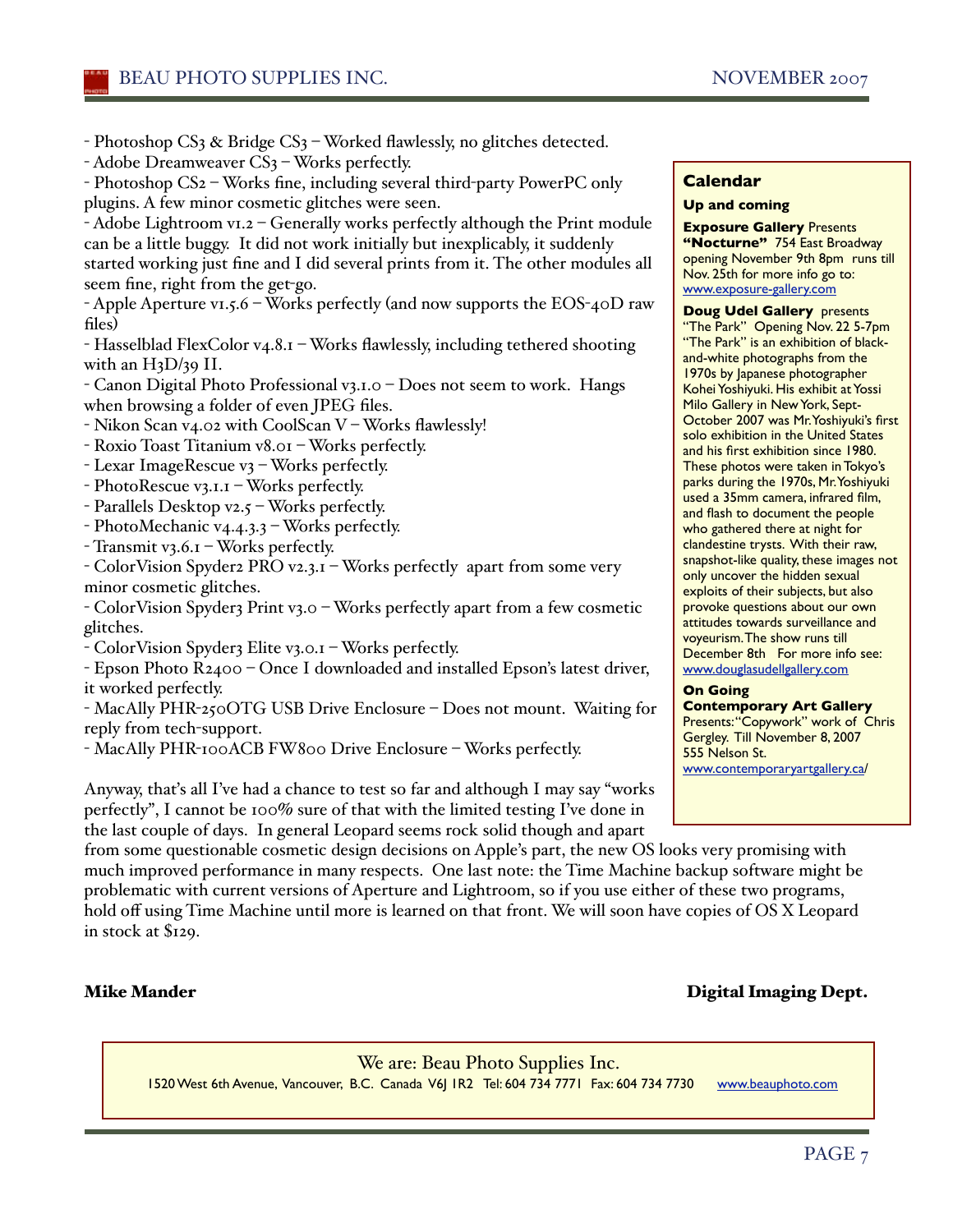- Photoshop CS3 & Bridge CS3 – Worked flawlessly, no glitches detected.
- Adobe Dreamweaver CS3 – Works perfectly.
- Photoshop CS2 – Works fine, including several third-party PowerPC only plugins. A few minor cosmetic glitches were seen.
- Adobe Lightroom v1.2 – Generally works perfectly although the Print module can be a little buggy. It did not work initially but inexplicably, it suddenly started working just fine and I did several prints from it. The other modules all seem fine, right from the get-go.
- Apple Aperture v1.5.6 – Works perfectly (and now supports the EOS-40D raw files)
- Hasselblad FlexColor v4.8.1 – Works flawlessly, including tethered shooting with an H3D/39 II.
- Canon Digital Photo Professional v3.1.0 – Does not seem to work. Hangs when browsing a folder of even JPEG files.
- Nikon Scan v4.02 with CoolScan V – Works flawlessly!
- Roxio Toast Titanium v8.01 – Works perfectly.
- Lexar ImageRescue v3 – Works perfectly.
- PhotoRescue v3.1.1 – Works perfectly.
- Parallels Desktop v2.5 – Works perfectly.
- PhotoMechanic v4.4.3.3 – Works perfectly.
- Transmit v3.6.1 – Works perfectly.
- ColorVision Spyder2 PRO v2.3.1 – Works perfectly apart from some very minor cosmetic glitches.
- ColorVision Spyder3 Print v3.0 – Works perfectly apart from a few cosmetic glitches.
- ColorVision Spyder3 Elite v3.0.1 – Works perfectly.
- Epson Photo R2400 – Once I downloaded and installed Epson's latest driver, it worked perfectly.
- MacAlly PHR-250OTG USB Drive Enclosure – Does not mount. Waiting for reply from tech-support.
- MacAlly PHR-100ACB FW800 Drive Enclosure – Works perfectly.

Anyway, that's all I've had a chance to test so far and although I may say "works perfectly", I cannot be 100% sure of that with the limited testing I've done in the last couple of days. In general Leopard seems rock solid though and apart from some questionable cosmetic design decisions on Apple's part, the new OS looks very promising with much improved performance in many respects. One last note: the Time Machine backup software might be problematic with current versions of Aperture and Lightroom, so if you use either of these two programs, hold off using Time Machine until more is learned on that front. We will soon have copies of OS X Leopard in stock at $129.

**Mike Mander** — **Digital Imaging Dept.**

## Calendar

### Up and coming

**Exposure Gallery** Presents **"Nocturne"** 754 East Broadway opening November 9th 8pm runs till Nov. 25th for more info go to: www.exposure-gallery.com

**Doug Udel Gallery** presents "The Park" Opening Nov. 22 5-7pm "The Park" is an exhibition of black-and-white photographs from the 1970s by Japanese photographer Kohei Yoshiyuki. His exhibit at Yossi Milo Gallery in New York, Sept-October 2007 was Mr. Yoshiyuki's first solo exhibition in the United States and his first exhibition since 1980. These photos were taken in Tokyo's parks during the 1970s, Mr. Yoshiyuki used a 35mm camera, infrared film, and flash to document the people who gathered there at night for clandestine trysts. With their raw, snapshot-like quality, these images not only uncover the hidden sexual exploits of their subjects, but also provoke questions about our own attitudes towards surveillance and voyeurism. The show runs till December 8th For more info see: www.douglasudellgallery.com

### On Going

**Contemporary Art Gallery** Presents: "Copywork" work of Chris Gergley. Till November 8, 2007 555 Nelson St. www.contemporaryartgallery.ca/

We are: Beau Photo Supplies Inc.
1520 West 6th Avenue, Vancouver, B.C. Canada V6J 1R2 Tel: 604 734 7771 Fax: 604 734 7730 www.beauphoto.com